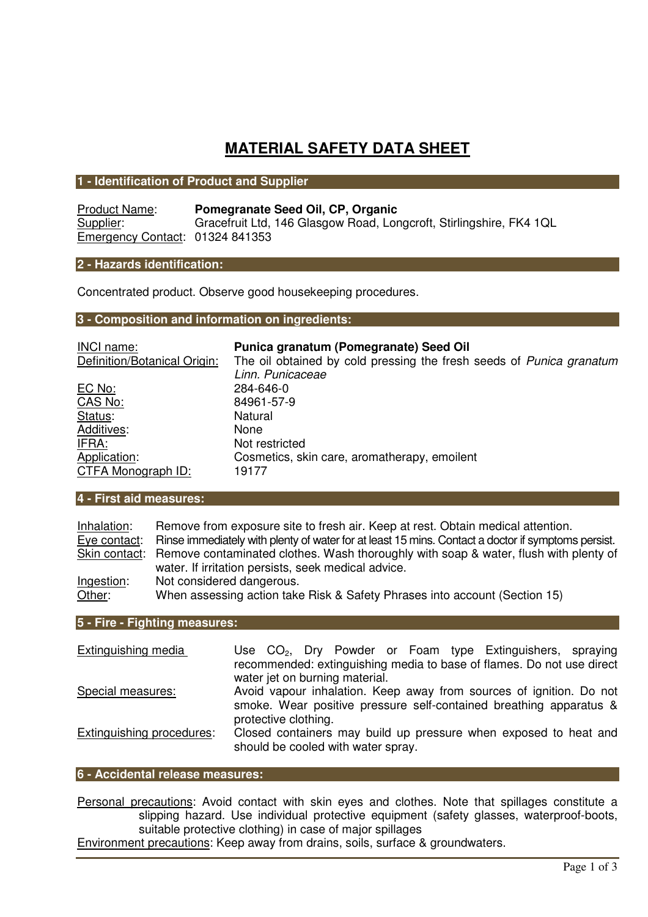# MATERIAL SAFETY DATA SHEET

## 1 - Identification of Product and Supplier

Product Name: **Pomegranate Seed Oil, CP, Organic**
Supplier: Gracefruit Ltd, 146 Glasgow Road, Longcroft, Stirlingshire, FK4 1QL
Emergency Contact: 01324 841353

## 2 - Hazards identification:

Concentrated product. Observe good housekeeping procedures.

## 3 - Composition and information on ingredients:

| | |
|---|---|
| INCI name: | **Punica granatum (Pomegranate) Seed Oil** |
| Definition/Botanical Origin: | The oil obtained by cold pressing the fresh seeds of *Punica granatum Linn. Punicaceae* |
| EC No: | 284-646-0 |
| CAS No: | 84961-57-9 |
| Status: | Natural |
| Additives: | None |
| IFRA: | Not restricted |
| Application: | Cosmetics, skin care, aromatherapy, emoilent |
| CTFA Monograph ID: | 19177 |

## 4 - First aid measures:

Inhalation: Remove from exposure site to fresh air. Keep at rest. Obtain medical attention.
Eye contact: Rinse immediately with plenty of water for at least 15 mins. Contact a doctor if symptoms persist.
Skin contact: Remove contaminated clothes. Wash thoroughly with soap & water, flush with plenty of water. If irritation persists, seek medical advice.
Ingestion: Not considered dangerous.
Other: When assessing action take Risk & Safety Phrases into account (Section 15)

## 5 - Fire - Fighting measures:

| | |
|---|---|
| Extinguishing media | Use $CO_2$, Dry Powder or Foam type Extinguishers, spraying recommended: extinguishing media to base of flames. Do not use direct water jet on burning material. |
| Special measures: | Avoid vapour inhalation. Keep away from sources of ignition. Do not smoke. Wear positive pressure self-contained breathing apparatus & protective clothing. |
| Extinguishing procedures: | Closed containers may build up pressure when exposed to heat and should be cooled with water spray. |

## 6 - Accidental release measures:

Personal precautions: Avoid contact with skin eyes and clothes. Note that spillages constitute a slipping hazard. Use individual protective equipment (safety glasses, waterproof-boots, suitable protective clothing) in case of major spillages

Environment precautions: Keep away from drains, soils, surface & groundwaters.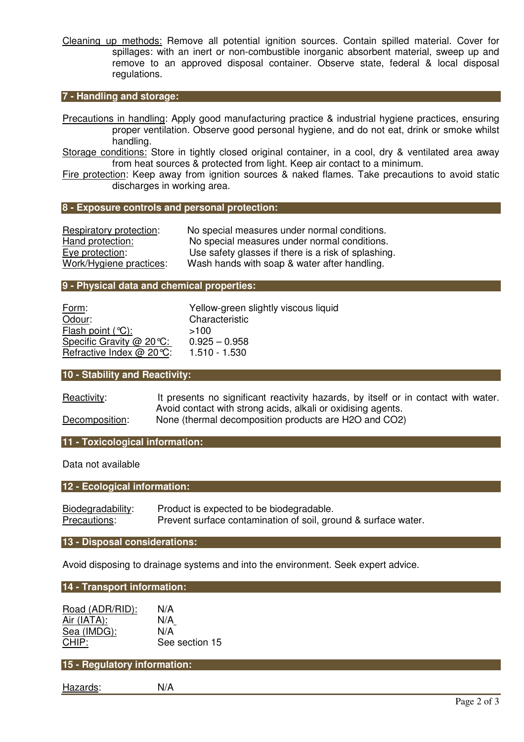Cleaning up methods: Remove all potential ignition sources. Contain spilled material. Cover for spillages: with an inert or non-combustible inorganic absorbent material, sweep up and remove to an approved disposal container. Observe state, federal & local disposal regulations.

## 7 - Handling and storage:

Precautions in handling: Apply good manufacturing practice & industrial hygiene practices, ensuring proper ventilation. Observe good personal hygiene, and do not eat, drink or smoke whilst handling.

Storage conditions: Store in tightly closed original container, in a cool, dry & ventilated area away from heat sources & protected from light. Keep air contact to a minimum.

Fire protection: Keep away from ignition sources & naked flames. Take precautions to avoid static discharges in working area.

## 8 - Exposure controls and personal protection:

| | |
|---|---|
| Respiratory protection: | No special measures under normal conditions. |
| Hand protection: | No special measures under normal conditions. |
| Eye protection: | Use safety glasses if there is a risk of splashing. |
| Work/Hygiene practices: | Wash hands with soap & water after handling. |

## 9 - Physical data and chemical properties:

| | |
|---|---|
| Form: | Yellow-green slightly viscous liquid |
| Odour: | Characteristic |
| Flash point (°C): | >100 |
| Specific Gravity @ 20°C: | 0.925 – 0.958 |
| Refractive Index @ 20°C: | 1.510 - 1.530 |

## 10 - Stability and Reactivity:

Reactivity: It presents no significant reactivity hazards, by itself or in contact with water. Avoid contact with strong acids, alkali or oxidising agents.

Decomposition: None (thermal decomposition products are $H_2O$ and $CO_2$)

## 11 - Toxicological information:

Data not available

## 12 - Ecological information:

| | |
|---|---|
| Biodegradability: | Product is expected to be biodegradable. |
| Precautions: | Prevent surface contamination of soil, ground & surface water. |

## 13 - Disposal considerations:

Avoid disposing to drainage systems and into the environment. Seek expert advice.

## 14 - Transport information:

| | |
|---|---|
| Road (ADR/RID): | N/A |
| Air (IATA): | N/A |
| Sea (IMDG): | N/A |
| CHIP: | See section 15 |

## 15 - Regulatory information:

Hazards: N/A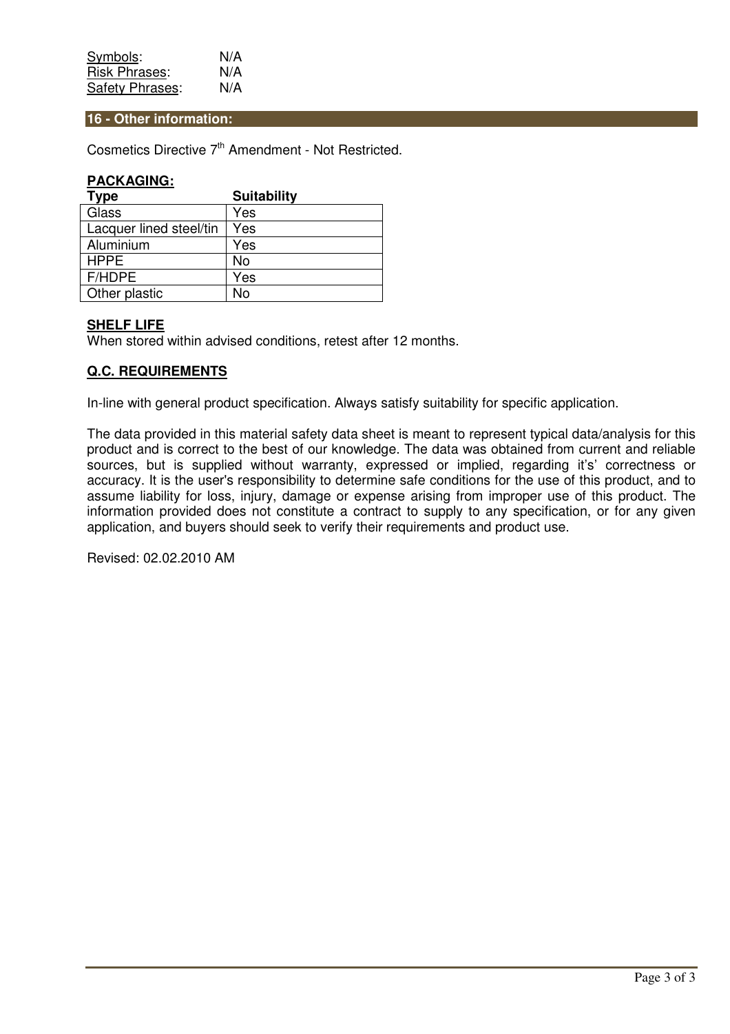Symbols: N/A
Risk Phrases: N/A
Safety Phrases: N/A

## 16 - Other information:

Cosmetics Directive 7th Amendment - Not Restricted.

**PACKAGING:**

| Type | Suitability |
|---|---|
| Glass | Yes |
| Lacquer lined steel/tin | Yes |
| Aluminium | Yes |
| HPPE | No |
| F/HDPE | Yes |
| Other plastic | No |

**SHELF LIFE**

When stored within advised conditions, retest after 12 months.

**Q.C. REQUIREMENTS**

In-line with general product specification. Always satisfy suitability for specific application.

The data provided in this material safety data sheet is meant to represent typical data/analysis for this product and is correct to the best of our knowledge. The data was obtained from current and reliable sources, but is supplied without warranty, expressed or implied, regarding it's' correctness or accuracy. It is the user's responsibility to determine safe conditions for the use of this product, and to assume liability for loss, injury, damage or expense arising from improper use of this product. The information provided does not constitute a contract to supply to any specification, or for any given application, and buyers should seek to verify their requirements and product use.

Revised: 02.02.2010 AM